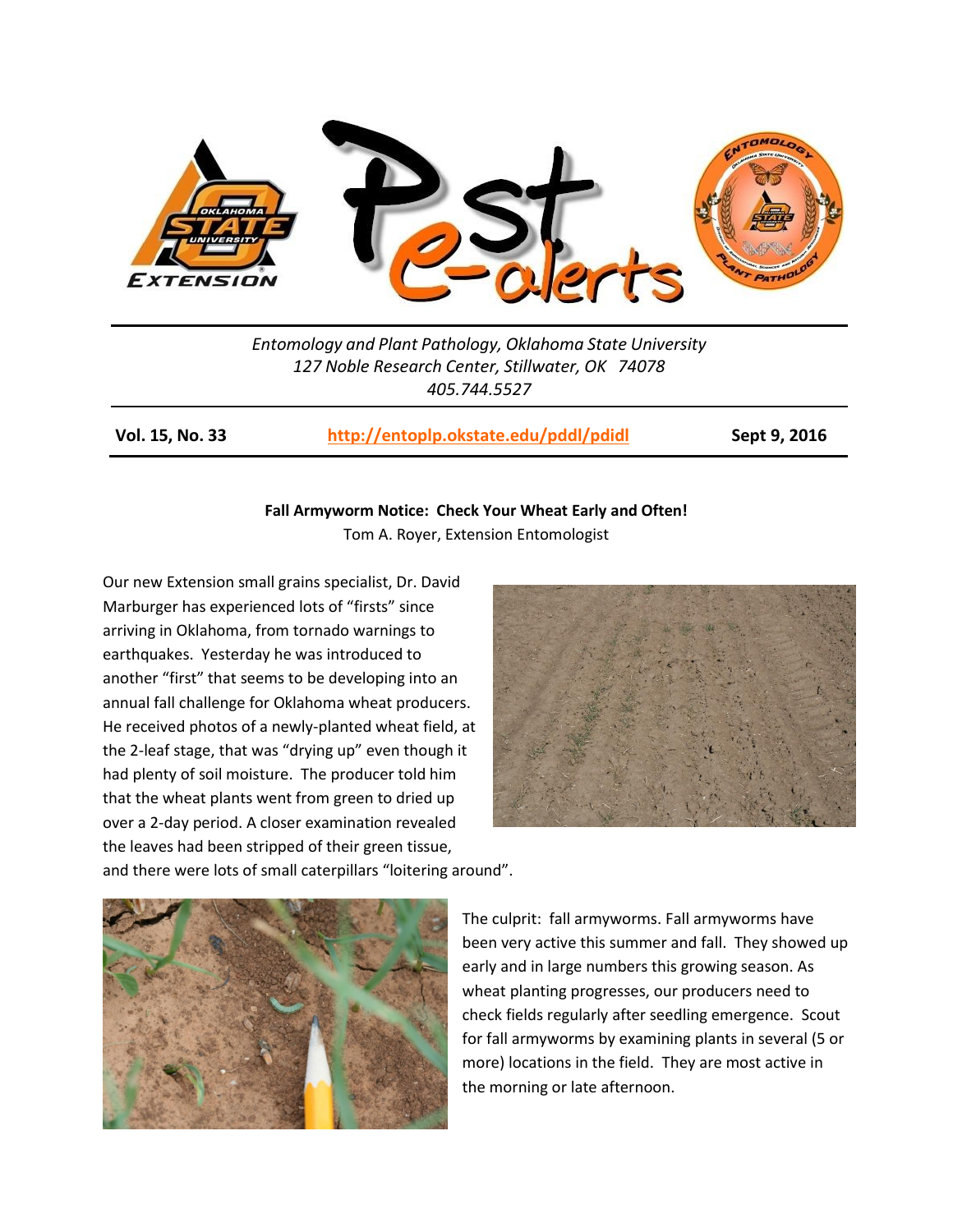*Entomology and Plant Pathology, Oklahoma State University*
*127 Noble Research Center, Stillwater, OK 74078*
*405.744.5527*

**Vol. 15, No. 33** | **http://entoplp.okstate.edu/pddl/pdidl** | **Sept 9, 2016**

## Fall Armyworm Notice: Check Your Wheat Early and Often!

Tom A. Royer, Extension Entomologist

Our new Extension small grains specialist, Dr. David Marburger has experienced lots of "firsts" since arriving in Oklahoma, from tornado warnings to earthquakes. Yesterday he was introduced to another "first" that seems to be developing into an annual fall challenge for Oklahoma wheat producers. He received photos of a newly-planted wheat field, at the 2-leaf stage, that was "drying up" even though it had plenty of soil moisture. The producer told him that the wheat plants went from green to dried up over a 2-day period. A closer examination revealed the leaves had been stripped of their green tissue, and there were lots of small caterpillars "loitering around".

The culprit: fall armyworms. Fall armyworms have been very active this summer and fall. They showed up early and in large numbers this growing season. As wheat planting progresses, our producers need to check fields regularly after seedling emergence. Scout for fall armyworms by examining plants in several (5 or more) locations in the field. They are most active in the morning or late afternoon.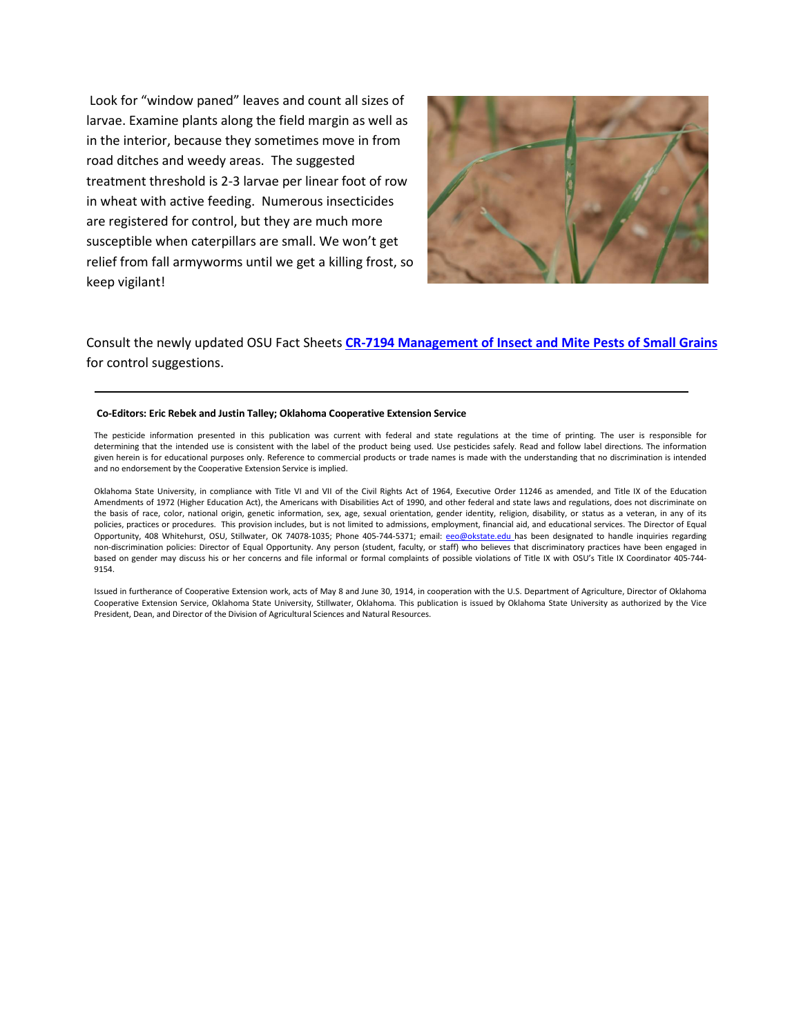Look for "window paned" leaves and count all sizes of larvae. Examine plants along the field margin as well as in the interior, because they sometimes move in from road ditches and weedy areas. The suggested treatment threshold is 2-3 larvae per linear foot of row in wheat with active feeding. Numerous insecticides are registered for control, but they are much more susceptible when caterpillars are small. We won't get relief from fall armyworms until we get a killing frost, so keep vigilant!

Consult the newly updated OSU Fact Sheets **CR-7194 Management of Insect and Mite Pests of Small Grains** for control suggestions.

---

**Co-Editors: Eric Rebek and Justin Talley; Oklahoma Cooperative Extension Service**

The pesticide information presented in this publication was current with federal and state regulations at the time of printing. The user is responsible for determining that the intended use is consistent with the label of the product being used. Use pesticides safely. Read and follow label directions. The information given herein is for educational purposes only. Reference to commercial products or trade names is made with the understanding that no discrimination is intended and no endorsement by the Cooperative Extension Service is implied.

Oklahoma State University, in compliance with Title VI and VII of the Civil Rights Act of 1964, Executive Order 11246 as amended, and Title IX of the Education Amendments of 1972 (Higher Education Act), the Americans with Disabilities Act of 1990, and other federal and state laws and regulations, does not discriminate on the basis of race, color, national origin, genetic information, sex, age, sexual orientation, gender identity, religion, disability, or status as a veteran, in any of its policies, practices or procedures. This provision includes, but is not limited to admissions, employment, financial aid, and educational services. The Director of Equal Opportunity, 408 Whitehurst, OSU, Stillwater, OK 74078-1035; Phone 405-744-5371; email: eeo@okstate.edu has been designated to handle inquiries regarding non-discrimination policies: Director of Equal Opportunity. Any person (student, faculty, or staff) who believes that discriminatory practices have been engaged in based on gender may discuss his or her concerns and file informal or formal complaints of possible violations of Title IX with OSU's Title IX Coordinator 405-744-9154.

Issued in furtherance of Cooperative Extension work, acts of May 8 and June 30, 1914, in cooperation with the U.S. Department of Agriculture, Director of Oklahoma Cooperative Extension Service, Oklahoma State University, Stillwater, Oklahoma. This publication is issued by Oklahoma State University as authorized by the Vice President, Dean, and Director of the Division of Agricultural Sciences and Natural Resources.